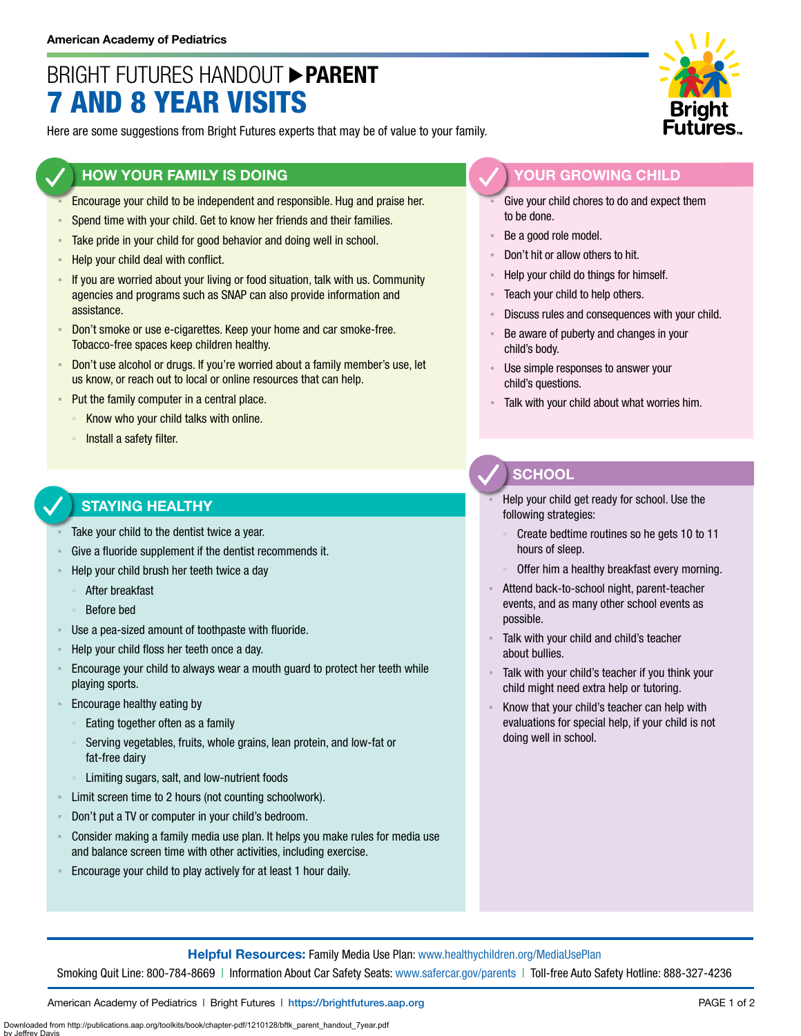American Academy of Pediatrics

# BRIGHT FUTURES HANDOUT ▶PARENT
# 7 AND 8 YEAR VISITS

Here are some suggestions from Bright Futures experts that may be of value to your family.

## HOW YOUR FAMILY IS DOING

- Encourage your child to be independent and responsible. Hug and praise her.
- Spend time with your child. Get to know her friends and their families.
- Take pride in your child for good behavior and doing well in school.
- Help your child deal with conflict.
- If you are worried about your living or food situation, talk with us. Community agencies and programs such as SNAP can also provide information and assistance.
- Don't smoke or use e-cigarettes. Keep your home and car smoke-free. Tobacco-free spaces keep children healthy.
- Don't use alcohol or drugs. If you're worried about a family member's use, let us know, or reach out to local or online resources that can help.
- Put the family computer in a central place.
    - Know who your child talks with online.
    - Install a safety filter.

## STAYING HEALTHY

- Take your child to the dentist twice a year.
- Give a fluoride supplement if the dentist recommends it.
- Help your child brush her teeth twice a day
    - After breakfast
    - Before bed
- Use a pea-sized amount of toothpaste with fluoride.
- Help your child floss her teeth once a day.
- Encourage your child to always wear a mouth guard to protect her teeth while playing sports.
- Encourage healthy eating by
    - Eating together often as a family
    - Serving vegetables, fruits, whole grains, lean protein, and low-fat or fat-free dairy
    - Limiting sugars, salt, and low-nutrient foods
- Limit screen time to 2 hours (not counting schoolwork).
- Don't put a TV or computer in your child's bedroom.
- Consider making a family media use plan. It helps you make rules for media use and balance screen time with other activities, including exercise.
- Encourage your child to play actively for at least 1 hour daily.

## YOUR GROWING CHILD

- Give your child chores to do and expect them to be done.
- Be a good role model.
- Don't hit or allow others to hit.
- Help your child do things for himself.
- Teach your child to help others.
- Discuss rules and consequences with your child.
- Be aware of puberty and changes in your child's body.
- Use simple responses to answer your child's questions.
- Talk with your child about what worries him.

## SCHOOL

- Help your child get ready for school. Use the following strategies:
    - Create bedtime routines so he gets 10 to 11 hours of sleep.
    - Offer him a healthy breakfast every morning.
- Attend back-to-school night, parent-teacher events, and as many other school events as possible.
- Talk with your child and child's teacher about bullies.
- Talk with your child's teacher if you think your child might need extra help or tutoring.
- Know that your child's teacher can help with evaluations for special help, if your child is not doing well in school.

**Helpful Resources:** Family Media Use Plan: www.healthychildren.org/MediaUsePlan

Smoking Quit Line: 800-784-8669 | Information About Car Safety Seats: www.safercar.gov/parents | Toll-free Auto Safety Hotline: 888-327-4236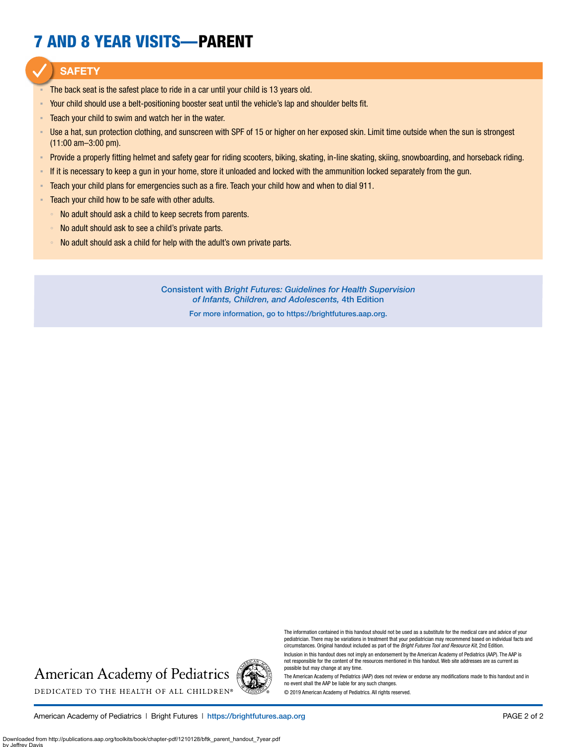# 7 AND 8 YEAR VISITS—PARENT

## SAFETY

- The back seat is the safest place to ride in a car until your child is 13 years old.
- Your child should use a belt-positioning booster seat until the vehicle's lap and shoulder belts fit.
- Teach your child to swim and watch her in the water.
- Use a hat, sun protection clothing, and sunscreen with SPF of 15 or higher on her exposed skin. Limit time outside when the sun is strongest (11:00 am–3:00 pm).
- Provide a properly fitting helmet and safety gear for riding scooters, biking, skating, in-line skating, skiing, snowboarding, and horseback riding.
- If it is necessary to keep a gun in your home, store it unloaded and locked with the ammunition locked separately from the gun.
- Teach your child plans for emergencies such as a fire. Teach your child how and when to dial 911.
- Teach your child how to be safe with other adults.
  - No adult should ask a child to keep secrets from parents.
  - No adult should ask to see a child's private parts.
  - No adult should ask a child for help with the adult's own private parts.

Consistent with *Bright Futures: Guidelines for Health Supervision of Infants, Children, and Adolescents,* 4th Edition

For more information, go to https://brightfutures.aap.org.

American Academy of Pediatrics

DEDICATED TO THE HEALTH OF ALL CHILDREN®

The information contained in this handout should not be used as a substitute for the medical care and advice of your pediatrician. There may be variations in treatment that your pediatrician may recommend based on individual facts and circumstances. Original handout included as part of the *Bright Futures Tool and Resource Kit*, 2nd Edition.

Inclusion in this handout does not imply an endorsement by the American Academy of Pediatrics (AAP). The AAP is not responsible for the content of the resources mentioned in this handout. Web site addresses are as current as possible but may change at any time.

The American Academy of Pediatrics (AAP) does not review or endorse any modifications made to this handout and in no event shall the AAP be liable for any such changes.

© 2019 American Academy of Pediatrics. All rights reserved.

Downloaded from http://publications.aap.org/toolkits/book/chapter-pdf/1210128/bftk_parent_handout_7year.pdf
by Jeffrey Davis